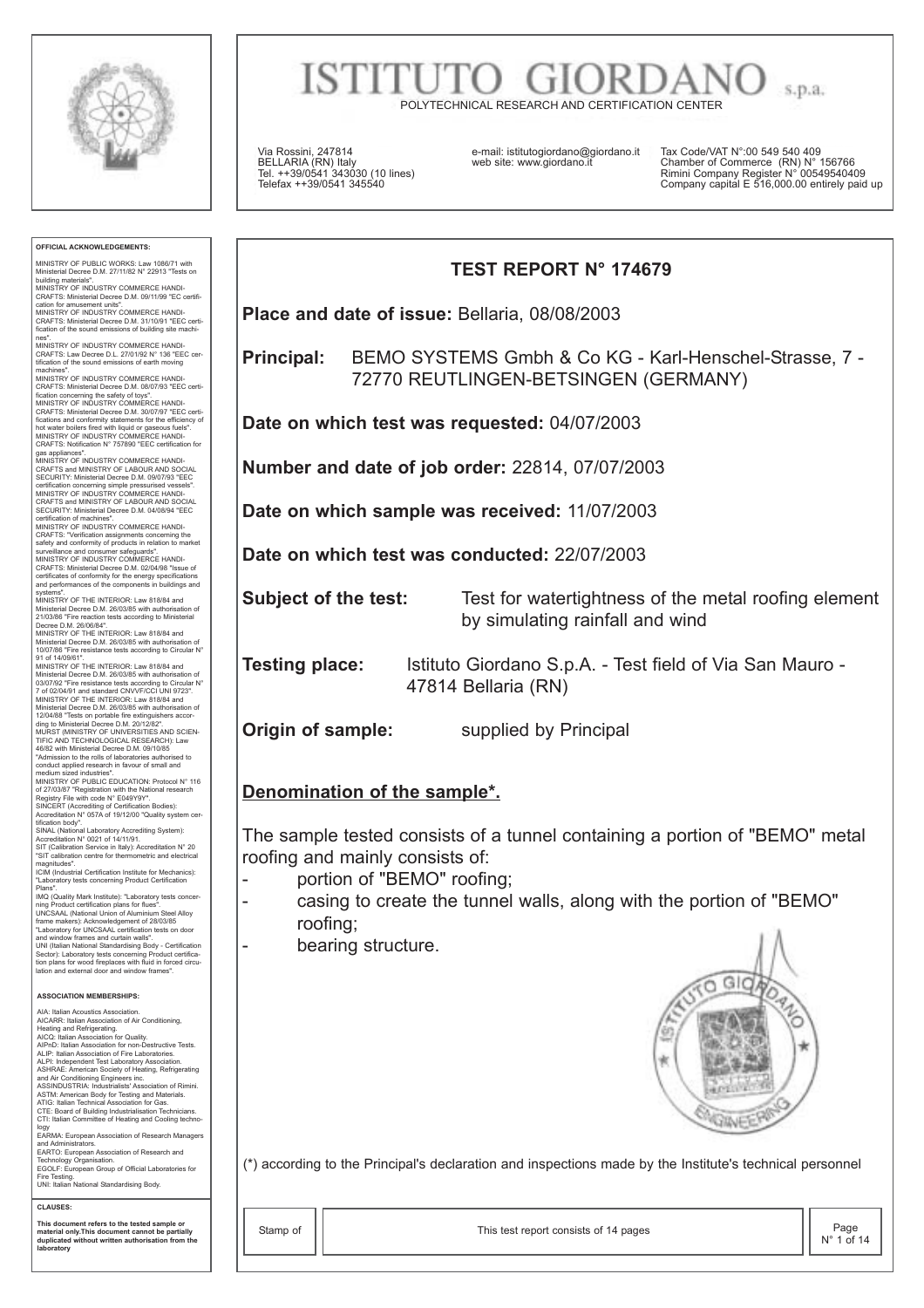# ISTITUTO GIORDANO s.p.a.

POLYTECHNICAL RESEARCH AND CERTIFICATION CENTER

Via Rossini, 247814
BELLARIA (RN) Italy
Tel. ++39/0541 343030 (10 lines)
Telefax ++39/0541 345540

e-mail: istitutogiordano@giordano.it
web site: www.giordano.it

Tax Code/VAT N°:00 549 540 409
Chamber of Commerce (RN) N° 156766
Rimini Company Register N° 00549540409
Company capital E 516,000.00 entirely paid up

**OFFICIAL ACKNOWLEDGEMENTS:**

MINISTRY OF PUBLIC WORKS: Law 1086/71 with Ministerial Decree D.M. 27/11/82 N° 22913 "Tests on building materials".
MINISTRY OF INDUSTRY COMMERCE HANDICRAFTS: Ministerial Decree D.M. 09/11/99 "EC certification for amusement units".
MINISTRY OF INDUSTRY COMMERCE HANDICRAFTS: Ministerial Decree D.M. 31/10/91 "EEC certification of the sound emissions of building site machines".
MINISTRY OF INDUSTRY COMMERCE HANDICRAFTS: Law Decree D.L. 27/01/92 N° 136 "EEC certification of the sound emissions of earth moving machines".
MINISTRY OF INDUSTRY COMMERCE HANDICRAFTS: Ministerial Decree D.M. 08/07/93 "EEC certification concerning the safety of toys".
MINISTRY OF INDUSTRY COMMERCE HANDICRAFTS: Ministerial Decree D.M. 30/07/97 "EEC certifications and conformity statements for the efficiency of hot water boilers fired with liquid or gaseous fuels".
MINISTRY OF INDUSTRY COMMERCE HANDICRAFTS: Notification N° 757890 "EEC certification for gas appliances".
MINISTRY OF INDUSTRY COMMERCE HANDICRAFTS and MINISTRY OF LABOUR AND SOCIAL SECURITY: Ministerial Decree D.M. 09/07/93 "EEC certification concerning simple pressurised vessels".
MINISTRY OF INDUSTRY COMMERCE HANDICRAFTS and MINISTRY OF LABOUR AND SOCIAL SECURITY: Ministerial Decree D.M. 04/08/94 "EEC certification of machines".
MINISTRY OF INDUSTRY COMMERCE HANDICRAFTS: "Verification assignments concerning the safety and conformity of products in relation to market surveillance and consumer safeguards".
MINISTRY OF INDUSTRY COMMERCE HANDICRAFTS: Ministerial Decree D.M. 02/04/98 "Issue of certificates of conformity for the energy specifications and performances of the components in buildings and systems".
MINISTRY OF THE INTERIOR: Law 818/84 and Ministerial Decree D.M. 26/03/85 with authorisation of 21/03/86 "Fire reaction tests according to Ministerial Decree D.M. 26/06/84".
MINISTRY OF THE INTERIOR: Law 818/84 and Ministerial Decree D.M. 26/03/85 with authorisation of 10/07/86 "Fire resistance tests according to Circular N° 91 of 14/09/61".
MINISTRY OF THE INTERIOR: Law 818/84 and Ministerial Decree D.M. 26/03/85 with authorisation of 03/07/92 "Fire resistance tests according to Circular N° 7 of 02/04/91 and standard CNVVF/CCI UNI 9723".
MINISTRY OF THE INTERIOR: Law 818/84 and Ministerial Decree D.M. 26/03/85 with authorisation of 12/04/88 "Tests on portable fire extinguishers according to Ministerial Decree D.M. 20/12/82".
MURST (MINISTRY OF UNIVERSITIES AND SCIENTIFIC AND TECHNOLOGICAL RESEARCH): Law 46/82 with Ministerial Decree D.M. 09/10/85 "Admission to the rolls of laboratories authorised to conduct applied research in favour of small and medium sized industries".
MINISTRY OF PUBLIC EDUCATION: Protocol N° 116 of 27/03/87 "Registration with the National research Registry File with code N° E049Y9Y".
SINCERT (Accrediting of Certification Bodies): Accreditation N° 057A of 19/12/00 "Quality system certification body".
SINAL (National Laboratory Accrediting System): Accreditation N° 0021 of 14/11/91.
SIT (Calibration Service in Italy): Accreditation N° 20 "SIT calibration centre for thermometric and electrical magnitudes".
ICIM (Industrial Certification Institute for Mechanics): "Laboratory tests concerning Product Certification Plans".
IMQ (Quality Mark Institute): "Laboratory tests concerning Product certification plans for flues".
UNCSAAL (National Union of Aluminium Steel Alloy frame makers): Acknowledgement of 28/03/85 "Laboratory for UNCSAAL certification tests on door and window frames and curtain walls".
UNI (Italian National Standardising Body - Certification Sector): Laboratory tests concerning Product certification plans for wood fireplaces with fluid in forced circulation and external door and window frames".

**ASSOCIATION MEMBERSHIPS:**

AIA: Italian Acoustics Association.
AICARR: Italian Association of Air Conditioning, Heating and Refrigerating.
AICQ: Italian Association for Quality.
AIPnD: Italian Association for non-Destructive Tests.
ALIP: Italian Association of Fire Laboratories.
ALPI: Independent Test Laboratory Association.
ASHRAE: American Society of Heating, Refrigerating and Air Conditioning Engineers inc.
ASSINDUSTRIA: Industrialists' Association of Rimini.
ASTM: American Body for Testing and Materials.
ATIG: Italian Technical Association for Gas.
CTE: Board of Building Industrialisation Technicians.
CTI: Italian Committee of Heating and Cooling technology
EARMA: European Association of Research Managers and Administrators.
EARTO: European Association of Research and Technology Organisation.
EGOLF: European Group of Official Laboratories for Fire Testing.
UNI: Italian National Standardising Body.

**CLAUSES:**

**This document refers to the tested sample or material only.This document cannot be partially duplicated without written authorisation from the laboratory**

## TEST REPORT N° 174679

**Place and date of issue:** Bellaria, 08/08/2003

**Principal:** BEMO SYSTEMS Gmbh & Co KG - Karl-Henschel-Strasse, 7 - 72770 REUTLINGEN-BETSINGEN (GERMANY)

**Date on which test was requested:** 04/07/2003

**Number and date of job order:** 22814, 07/07/2003

**Date on which sample was received:** 11/07/2003

**Date on which test was conducted:** 22/07/2003

**Subject of the test:** Test for watertightness of the metal roofing element by simulating rainfall and wind

**Testing place:** Istituto Giordano S.p.A. - Test field of Via San Mauro - 47814 Bellaria (RN)

**Origin of sample:** supplied by Principal

**Denomination of the sample*.**

The sample tested consists of a tunnel containing a portion of "BEMO" metal roofing and mainly consists of:

- portion of "BEMO" roofing;
- casing to create the tunnel walls, along with the portion of "BEMO" roofing;
- bearing structure.

(*) according to the Principal's declaration and inspections made by the Institute's technical personnel

Stamp of

This test report consists of 14 pages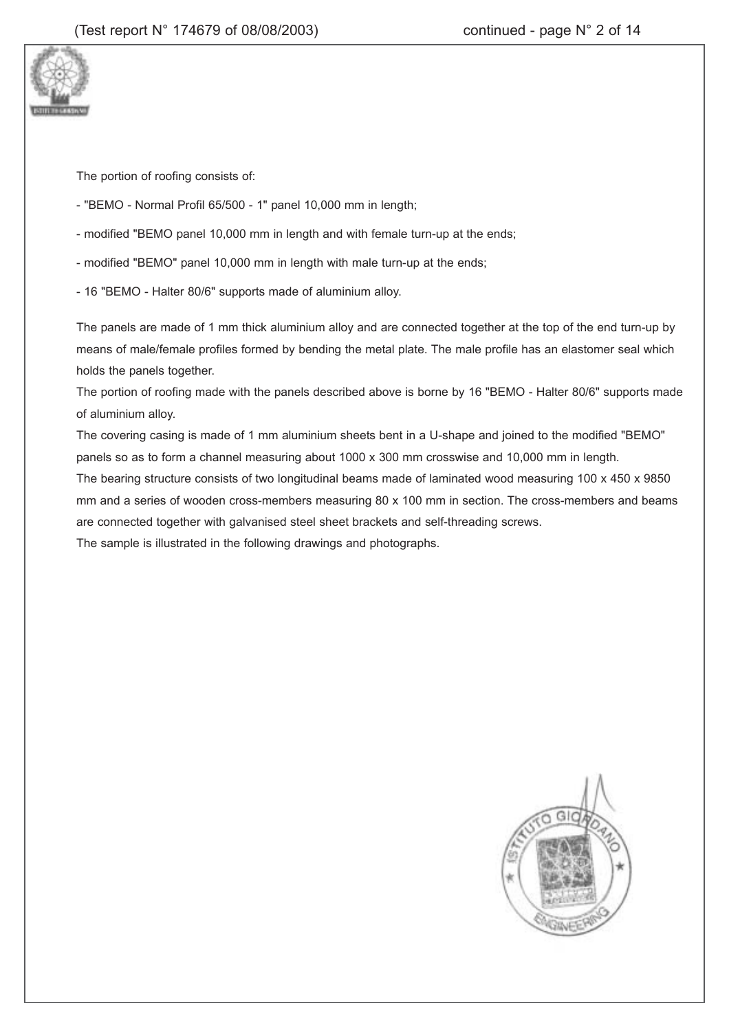The portion of roofing consists of:

- "BEMO - Normal Profil 65/500 - 1" panel 10,000 mm in length;
- modified "BEMO panel 10,000 mm in length and with female turn-up at the ends;
- modified "BEMO" panel 10,000 mm in length with male turn-up at the ends;
- 16 "BEMO - Halter 80/6" supports made of aluminium alloy.

The panels are made of 1 mm thick aluminium alloy and are connected together at the top of the end turn-up by means of male/female profiles formed by bending the metal plate. The male profile has an elastomer seal which holds the panels together.

The portion of roofing made with the panels described above is borne by 16 "BEMO - Halter 80/6" supports made of aluminium alloy.

The covering casing is made of 1 mm aluminium sheets bent in a U-shape and joined to the modified "BEMO" panels so as to form a channel measuring about 1000 x 300 mm crosswise and 10,000 mm in length.

The bearing structure consists of two longitudinal beams made of laminated wood measuring 100 x 450 x 9850 mm and a series of wooden cross-members measuring 80 x 100 mm in section. The cross-members and beams are connected together with galvanised steel sheet brackets and self-threading screws.

The sample is illustrated in the following drawings and photographs.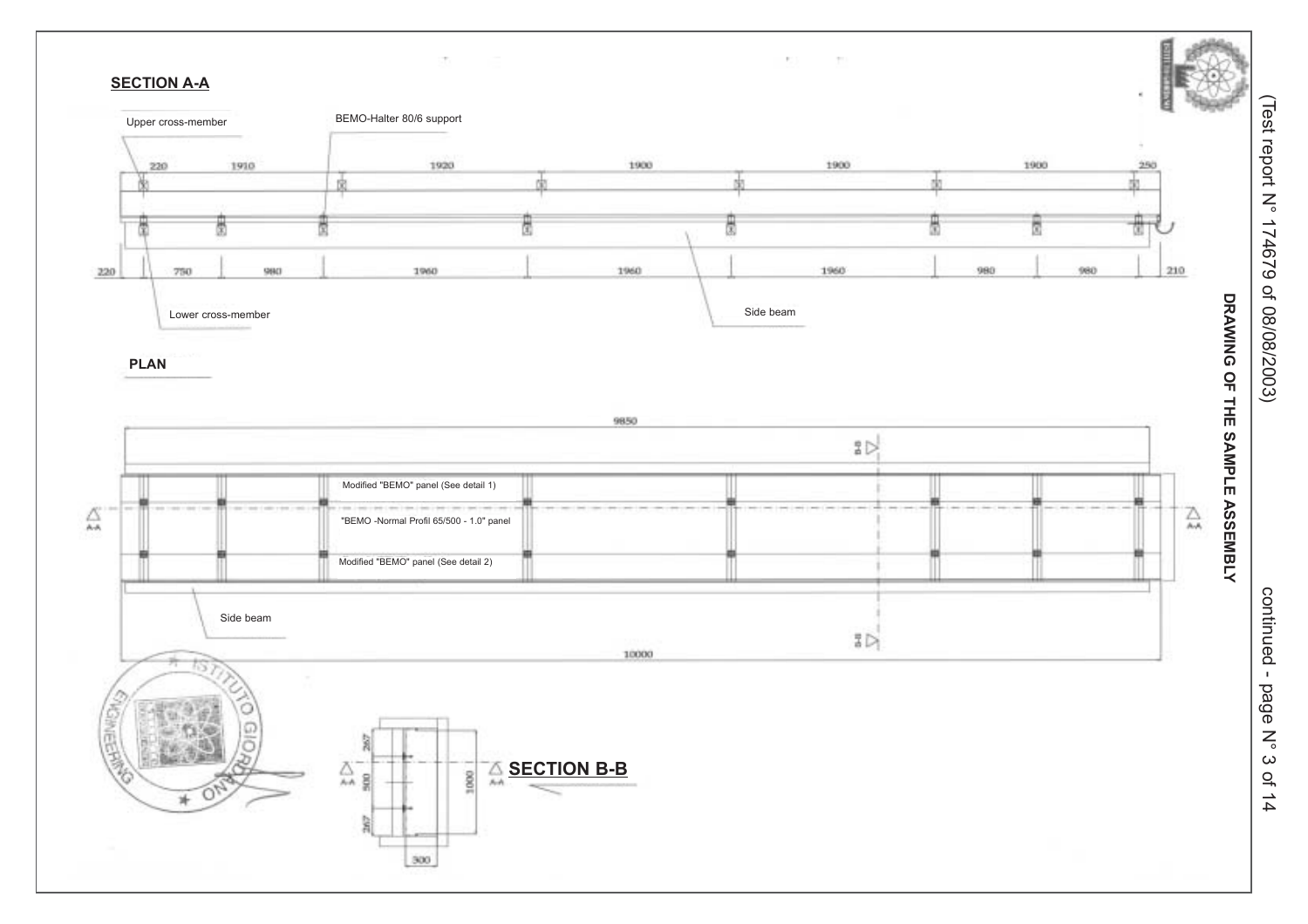## DRAWING OF THE SAMPLE ASSEMBLY

### SECTION A-A

Upper cross-member

BEMO-Halter 80/6 support

220 1910 1920 1900 1900 1900 250

220 750 980 1960 1960 1960 980 980 210

Lower cross-member

Side beam

### PLAN

9850

Modified "BEMO" panel (See detail 1)

"BEMO -Normal Profil 65/500 - 1.0" panel

Modified "BEMO" panel (See detail 2)

Side beam

10000

A-A

B-B

### SECTION B-B

267 500 267 1000

300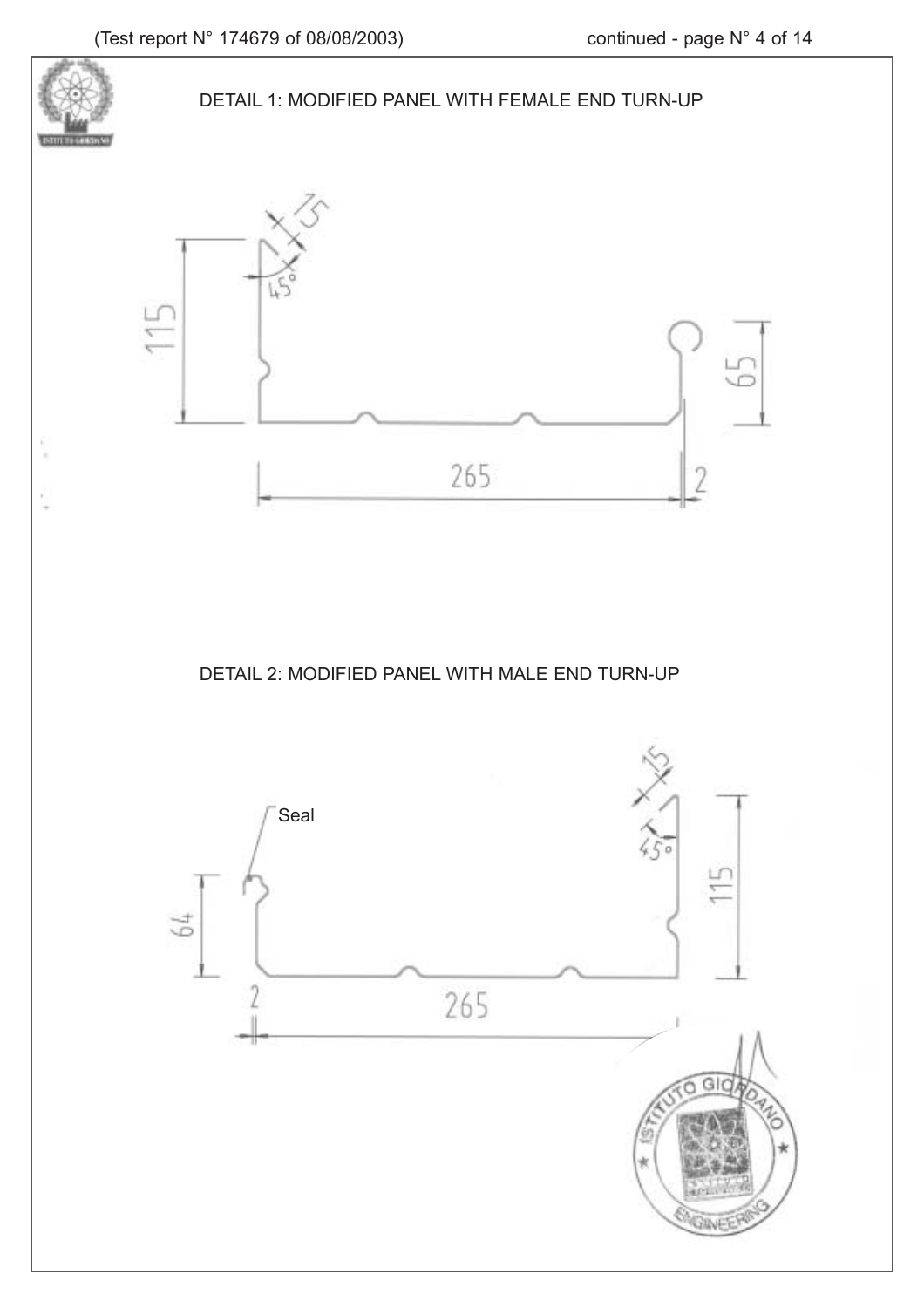DETAIL 1: MODIFIED PANEL WITH FEMALE END TURN-UP

115

15

45°

65

265

2

DETAIL 2: MODIFIED PANEL WITH MALE END TURN-UP

Seal

15

45°

64

115

2

265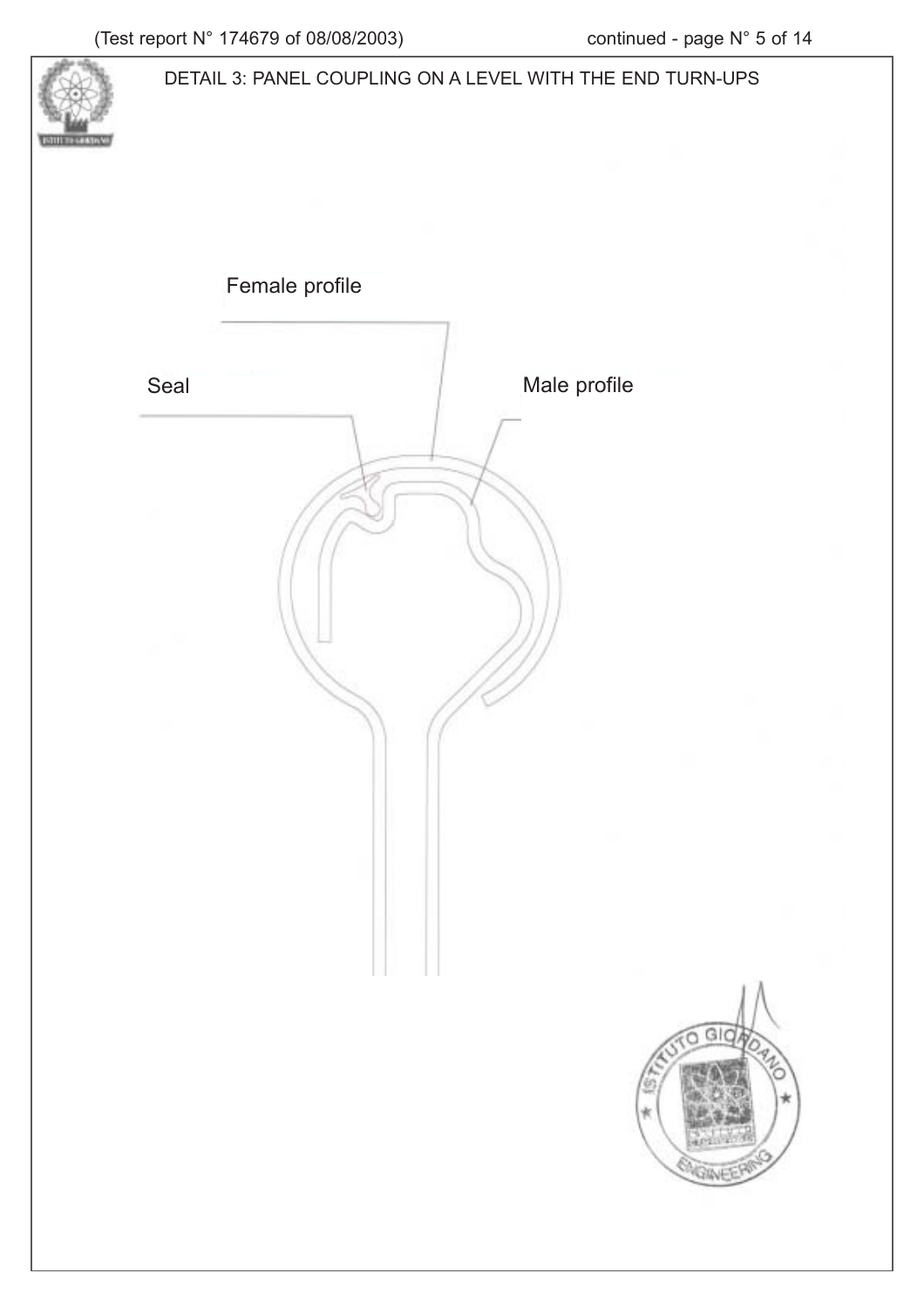DETAIL 3: PANEL COUPLING ON A LEVEL WITH THE END TURN-UPS

Female profile

Seal

Male profile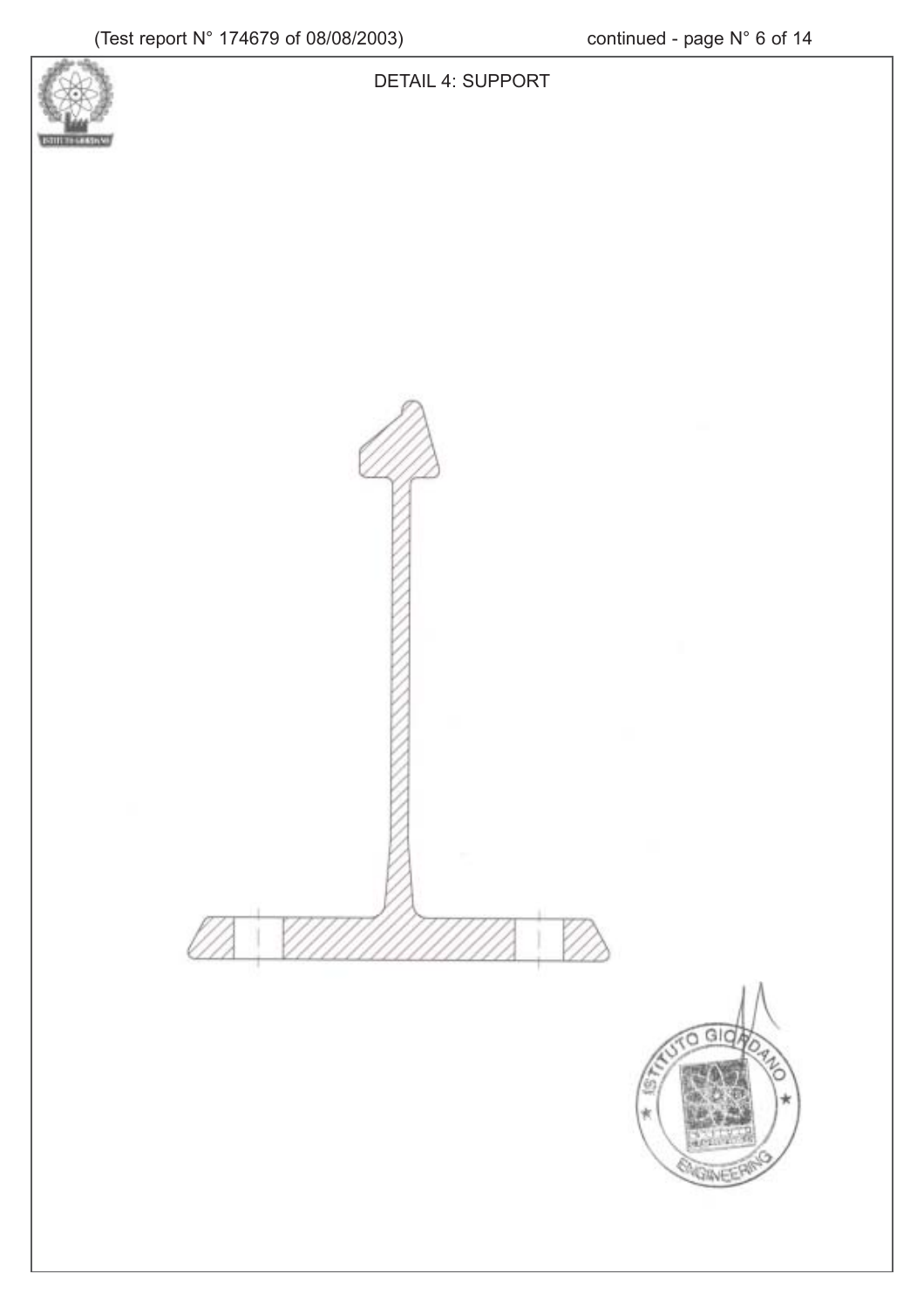DETAIL 4: SUPPORT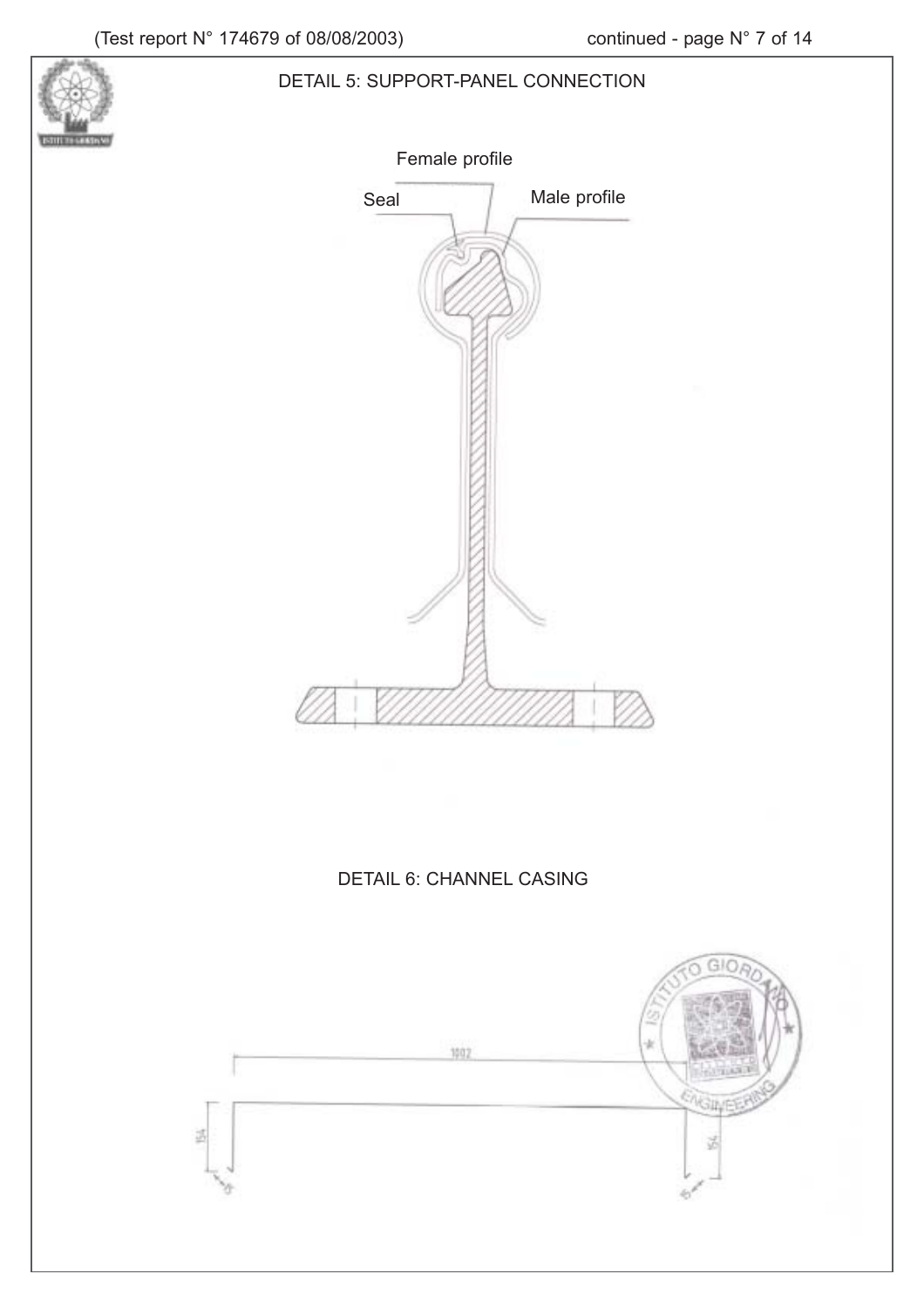DETAIL 5: SUPPORT-PANEL CONNECTION

Female profile

Seal

Male profile

DETAIL 6: CHANNEL CASING

1992

154

154

15

15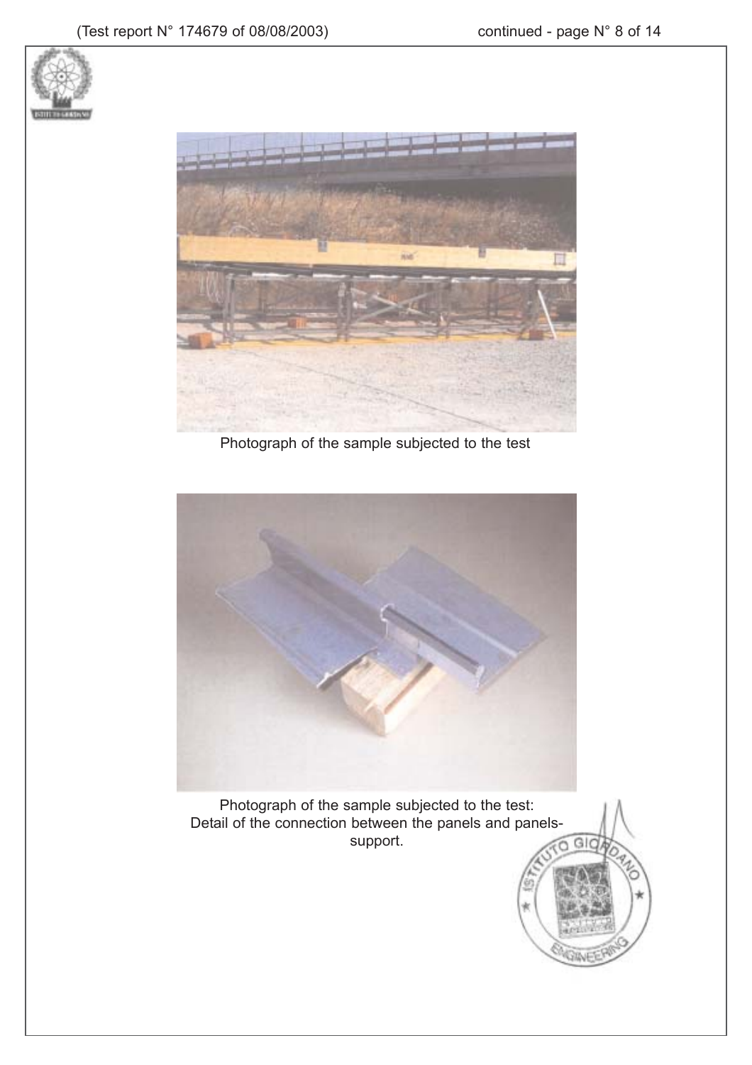Photograph of the sample subjected to the test

Photograph of the sample subjected to the test:
Detail of the connection between the panels and panels-support.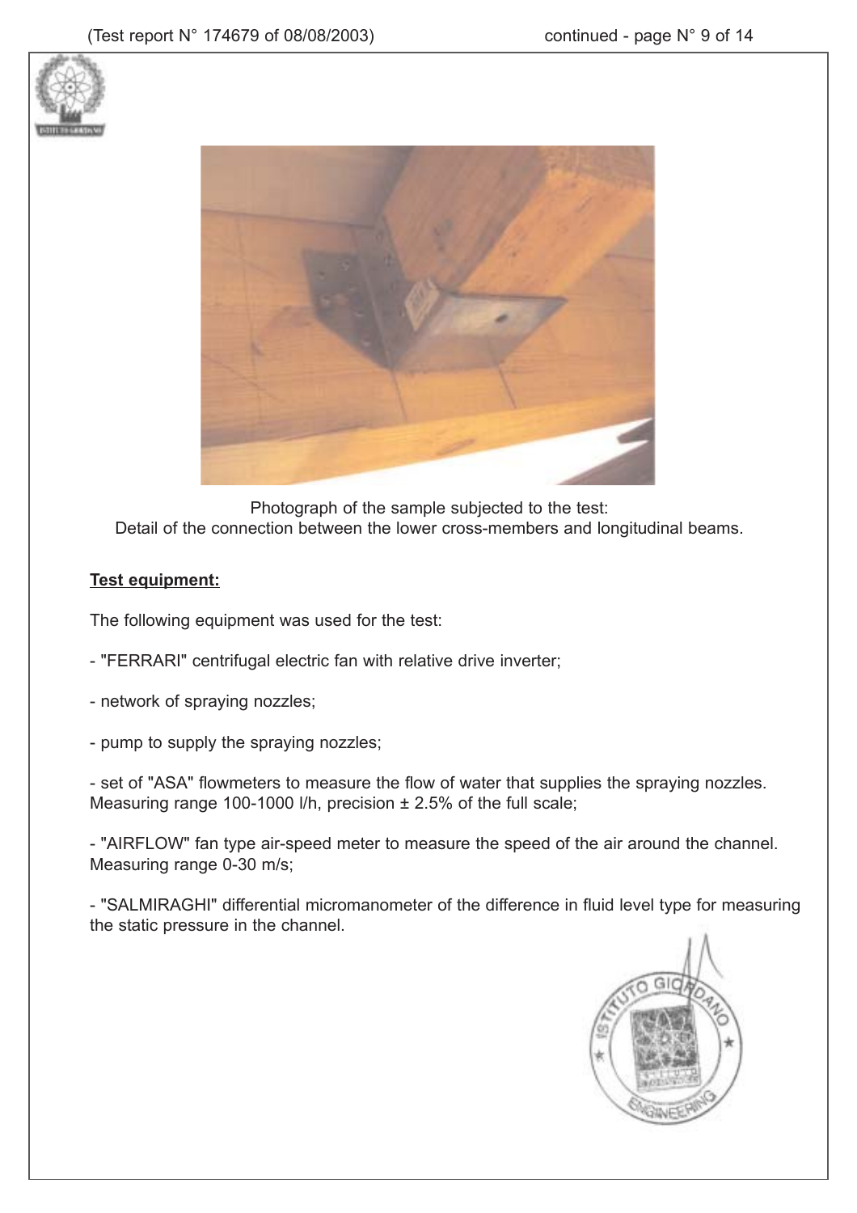Photograph of the sample subjected to the test:
Detail of the connection between the lower cross-members and longitudinal beams.

**Test equipment:**

The following equipment was used for the test:

- "FERRARI" centrifugal electric fan with relative drive inverter;
- network of spraying nozzles;
- pump to supply the spraying nozzles;
- set of "ASA" flowmeters to measure the flow of water that supplies the spraying nozzles. Measuring range 100-1000 l/h, precision ± 2.5% of the full scale;
- "AIRFLOW" fan type air-speed meter to measure the speed of the air around the channel. Measuring range 0-30 m/s;
- "SALMIRAGHI" differential micromanometer of the difference in fluid level type for measuring the static pressure in the channel.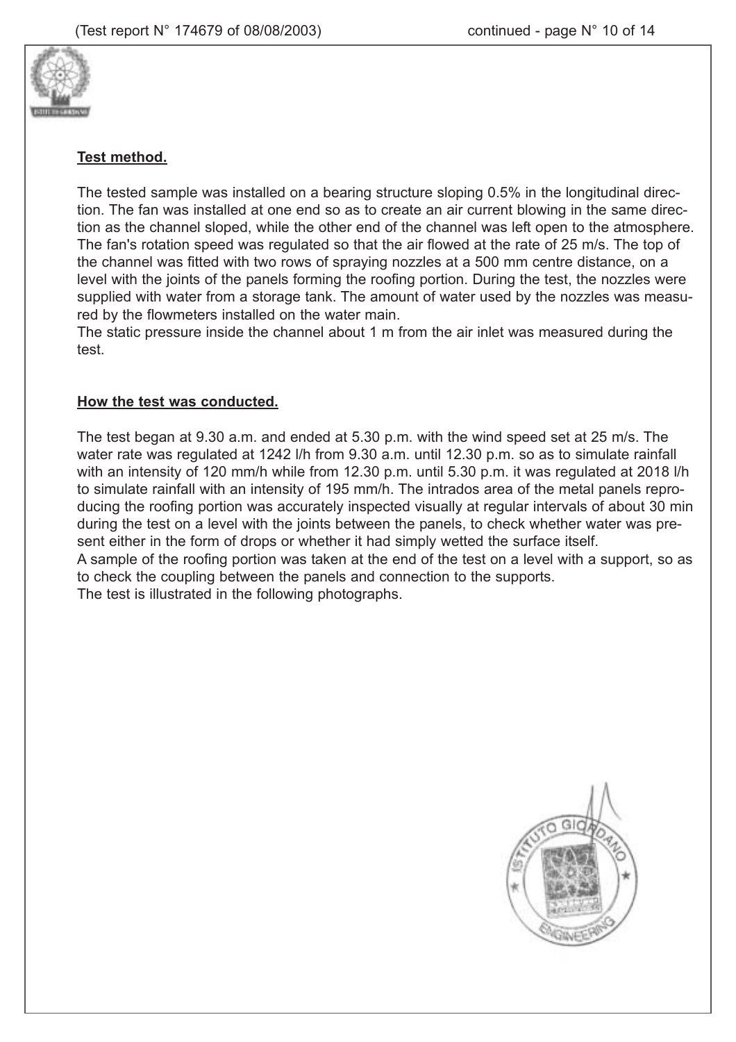**Test method.**

The tested sample was installed on a bearing structure sloping 0.5% in the longitudinal direction. The fan was installed at one end so as to create an air current blowing in the same direction as the channel sloped, while the other end of the channel was left open to the atmosphere. The fan's rotation speed was regulated so that the air flowed at the rate of 25 m/s. The top of the channel was fitted with two rows of spraying nozzles at a 500 mm centre distance, on a level with the joints of the panels forming the roofing portion. During the test, the nozzles were supplied with water from a storage tank. The amount of water used by the nozzles was measured by the flowmeters installed on the water main.
The static pressure inside the channel about 1 m from the air inlet was measured during the test.

**How the test was conducted.**

The test began at 9.30 a.m. and ended at 5.30 p.m. with the wind speed set at 25 m/s. The water rate was regulated at 1242 l/h from 9.30 a.m. until 12.30 p.m. so as to simulate rainfall with an intensity of 120 mm/h while from 12.30 p.m. until 5.30 p.m. it was regulated at 2018 l/h to simulate rainfall with an intensity of 195 mm/h. The intrados area of the metal panels reproducing the roofing portion was accurately inspected visually at regular intervals of about 30 min during the test on a level with the joints between the panels, to check whether water was present either in the form of drops or whether it had simply wetted the surface itself.
A sample of the roofing portion was taken at the end of the test on a level with a support, so as to check the coupling between the panels and connection to the supports.
The test is illustrated in the following photographs.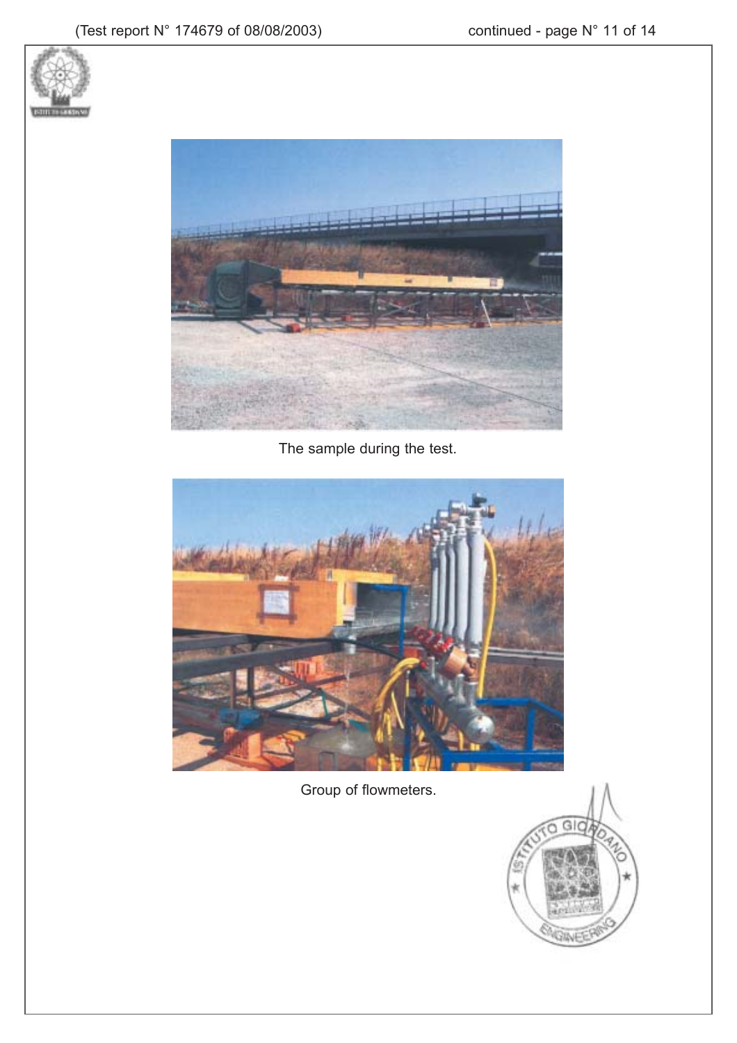The sample during the test.

Group of flowmeters.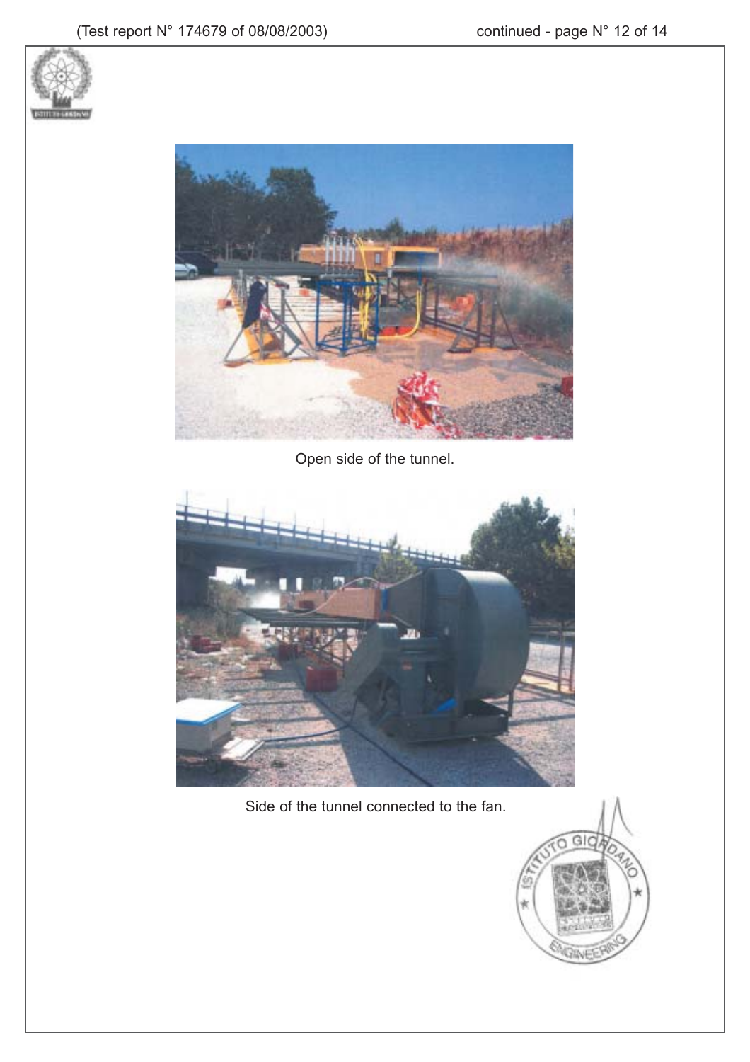Open side of the tunnel.

Side of the tunnel connected to the fan.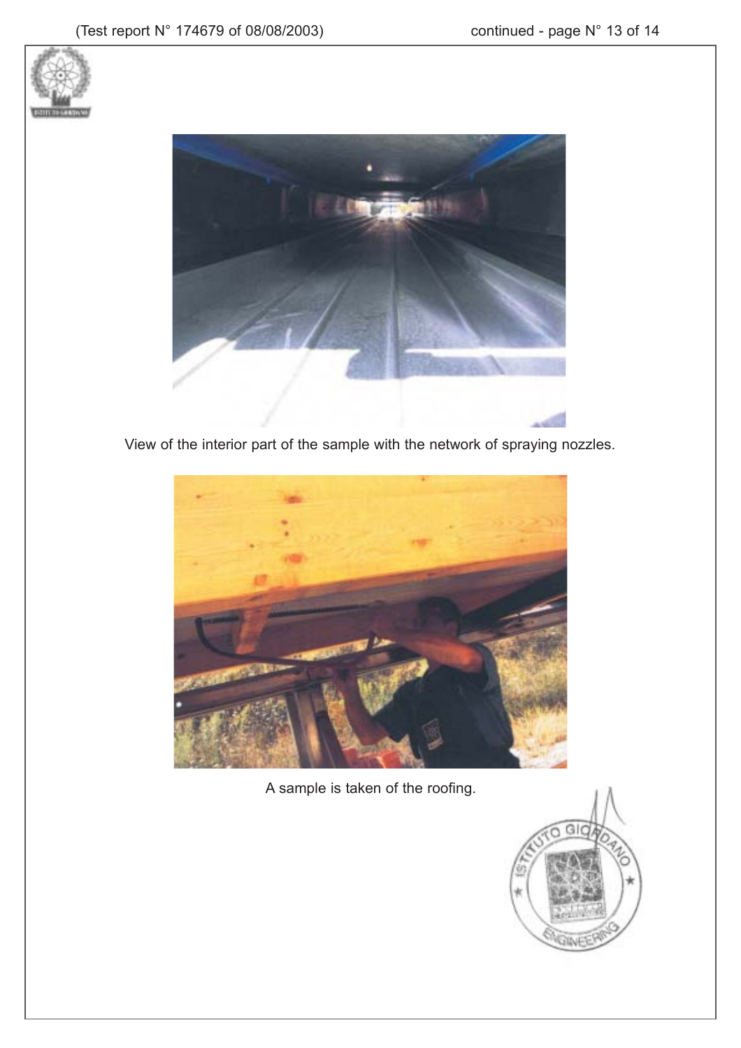View of the interior part of the sample with the network of spraying nozzles.

A sample is taken of the roofing.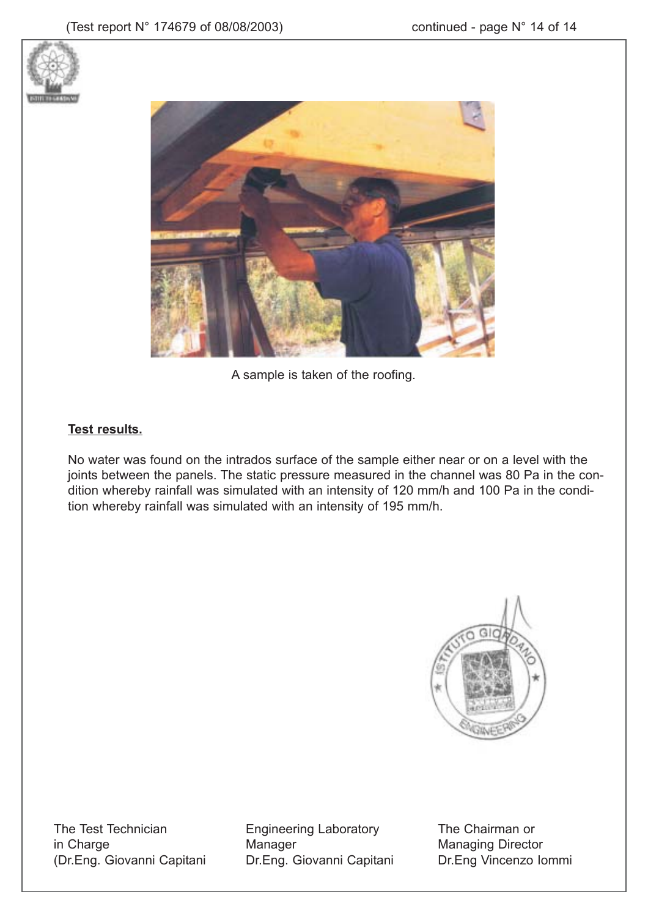A sample is taken of the roofing.

**Test results.**

No water was found on the intrados surface of the sample either near or on a level with the joints between the panels. The static pressure measured in the channel was 80 Pa in the condition whereby rainfall was simulated with an intensity of 120 mm/h and 100 Pa in the condition whereby rainfall was simulated with an intensity of 195 mm/h.

| | | |
|---|---|---|
| The Test Technician in Charge (Dr.Eng. Giovanni Capitani | Engineering Laboratory Manager Dr.Eng. Giovanni Capitani | The Chairman or Managing Director Dr.Eng Vincenzo Iommi |